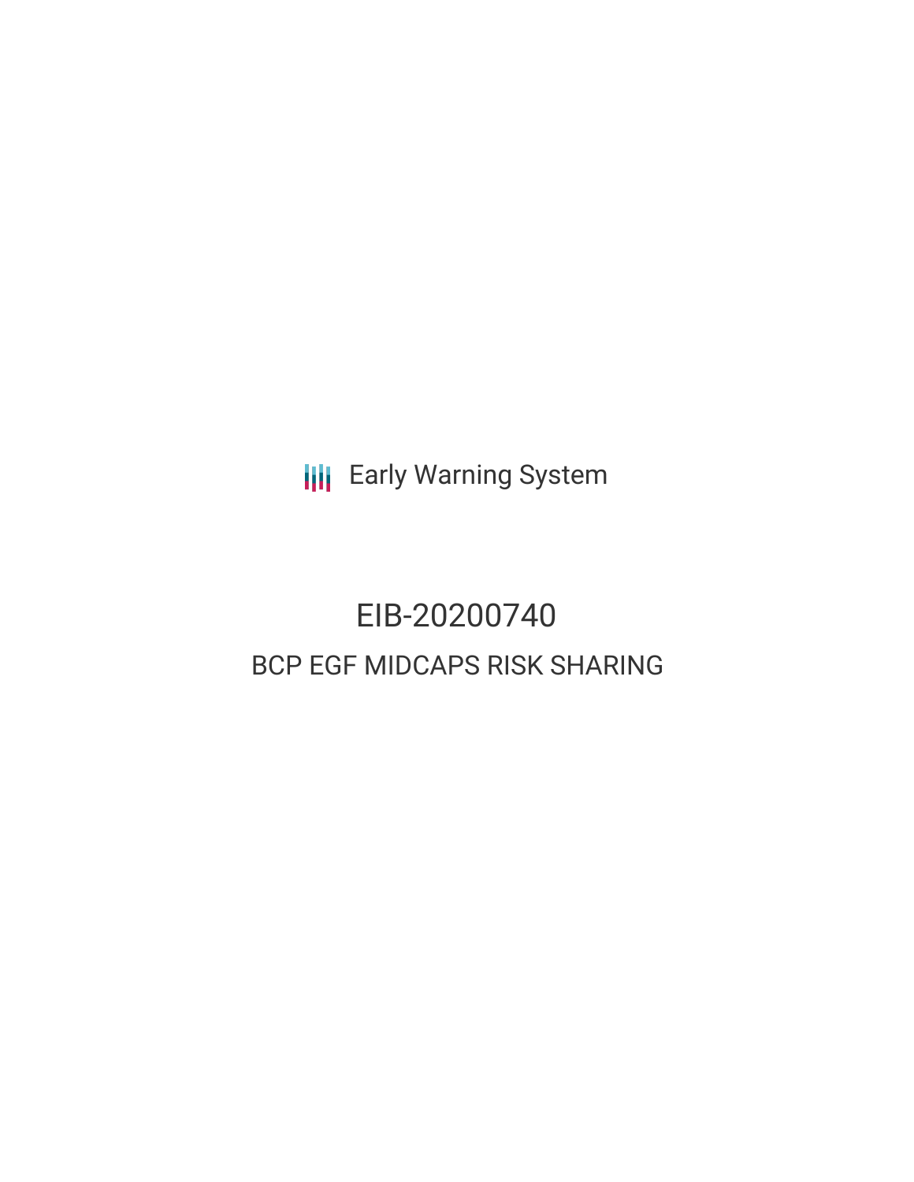Early Warning System

# EIB-20200740

## BCP EGF MIDCAPS RISK SHARING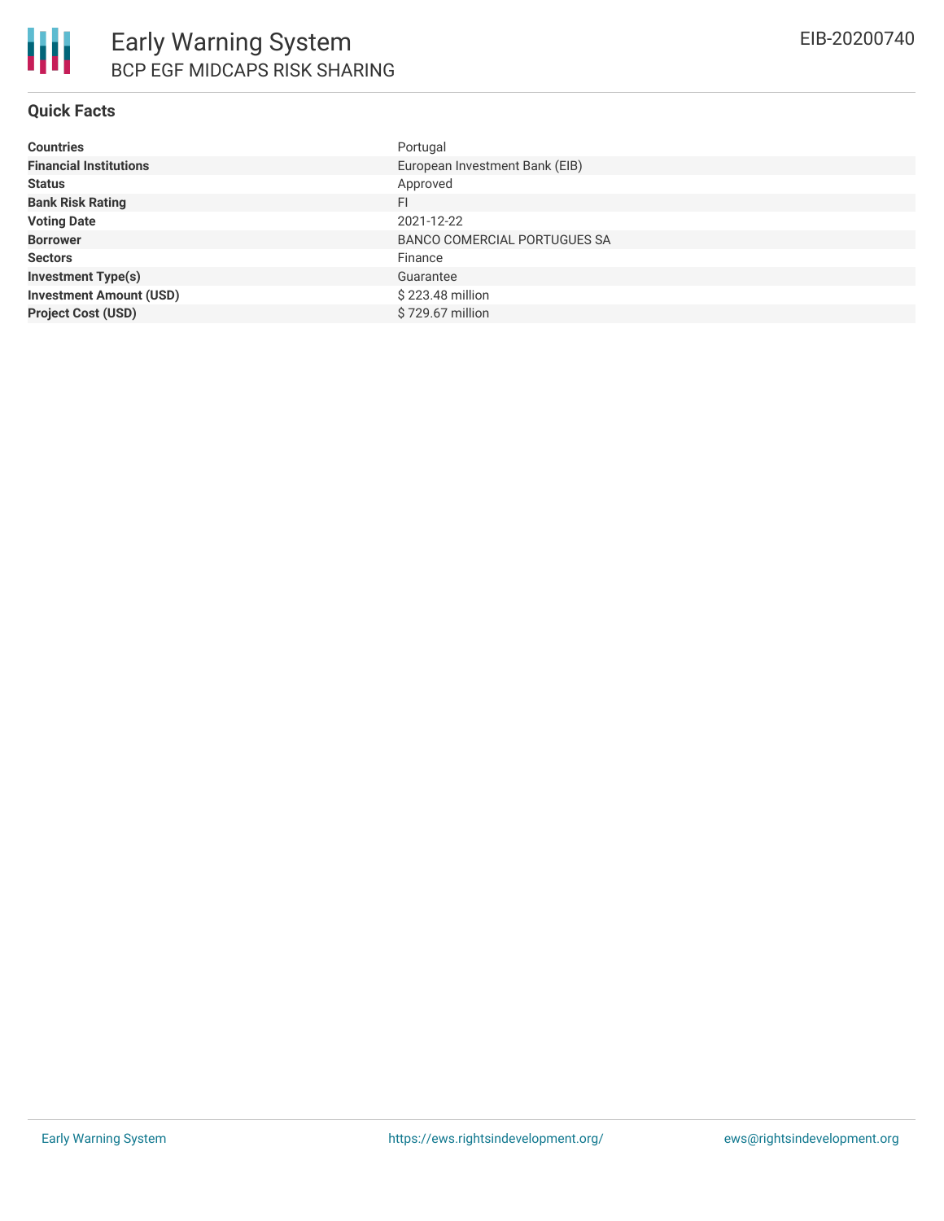# Early Warning System

## BCP EGF MIDCAPS RISK SHARING

EIB-20200740

### Quick Facts

| | |
|---|---|
| **Countries** | Portugal |
| **Financial Institutions** | European Investment Bank (EIB) |
| **Status** | Approved |
| **Bank Risk Rating** | FI |
| **Voting Date** | 2021-12-22 |
| **Borrower** | BANCO COMERCIAL PORTUGUES SA |
| **Sectors** | Finance |
| **Investment Type(s)** | Guarantee |
| **Investment Amount (USD)** | $ 223.48 million |
| **Project Cost (USD)** | $ 729.67 million |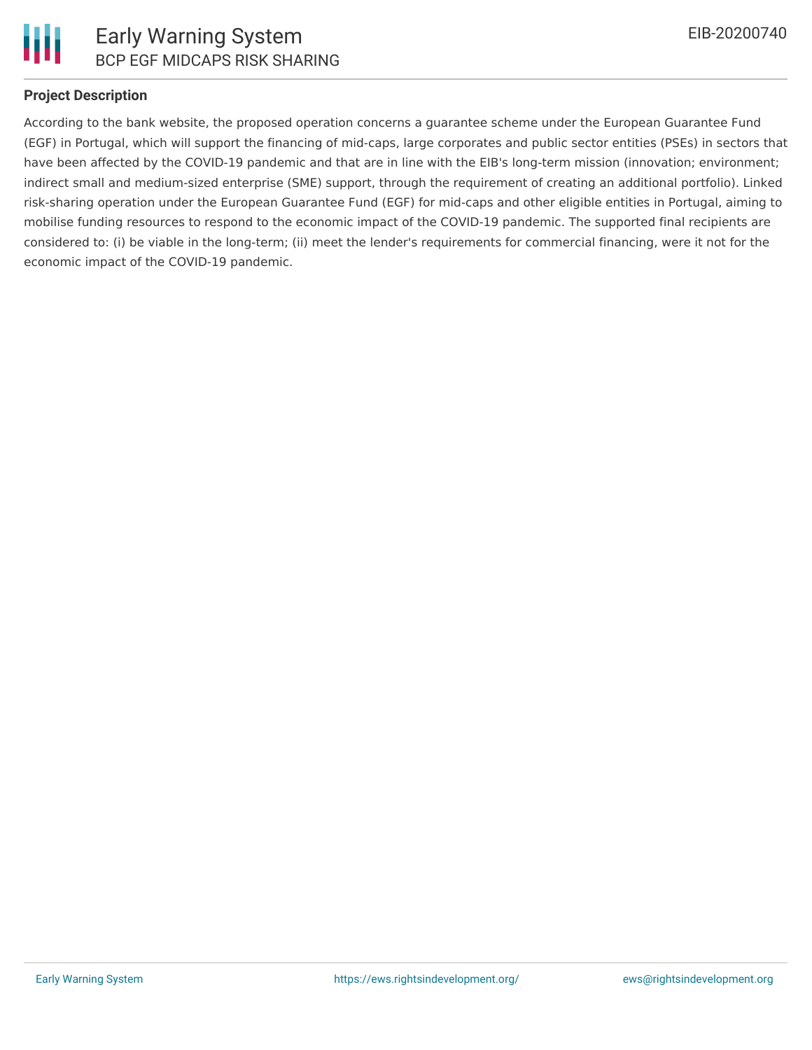## Project Description

According to the bank website, the proposed operation concerns a guarantee scheme under the European Guarantee Fund (EGF) in Portugal, which will support the financing of mid-caps, large corporates and public sector entities (PSEs) in sectors that have been affected by the COVID-19 pandemic and that are in line with the EIB's long-term mission (innovation; environment; indirect small and medium-sized enterprise (SME) support, through the requirement of creating an additional portfolio). Linked risk-sharing operation under the European Guarantee Fund (EGF) for mid-caps and other eligible entities in Portugal, aiming to mobilise funding resources to respond to the economic impact of the COVID-19 pandemic. The supported final recipients are considered to: (i) be viable in the long-term; (ii) meet the lender's requirements for commercial financing, were it not for the economic impact of the COVID-19 pandemic.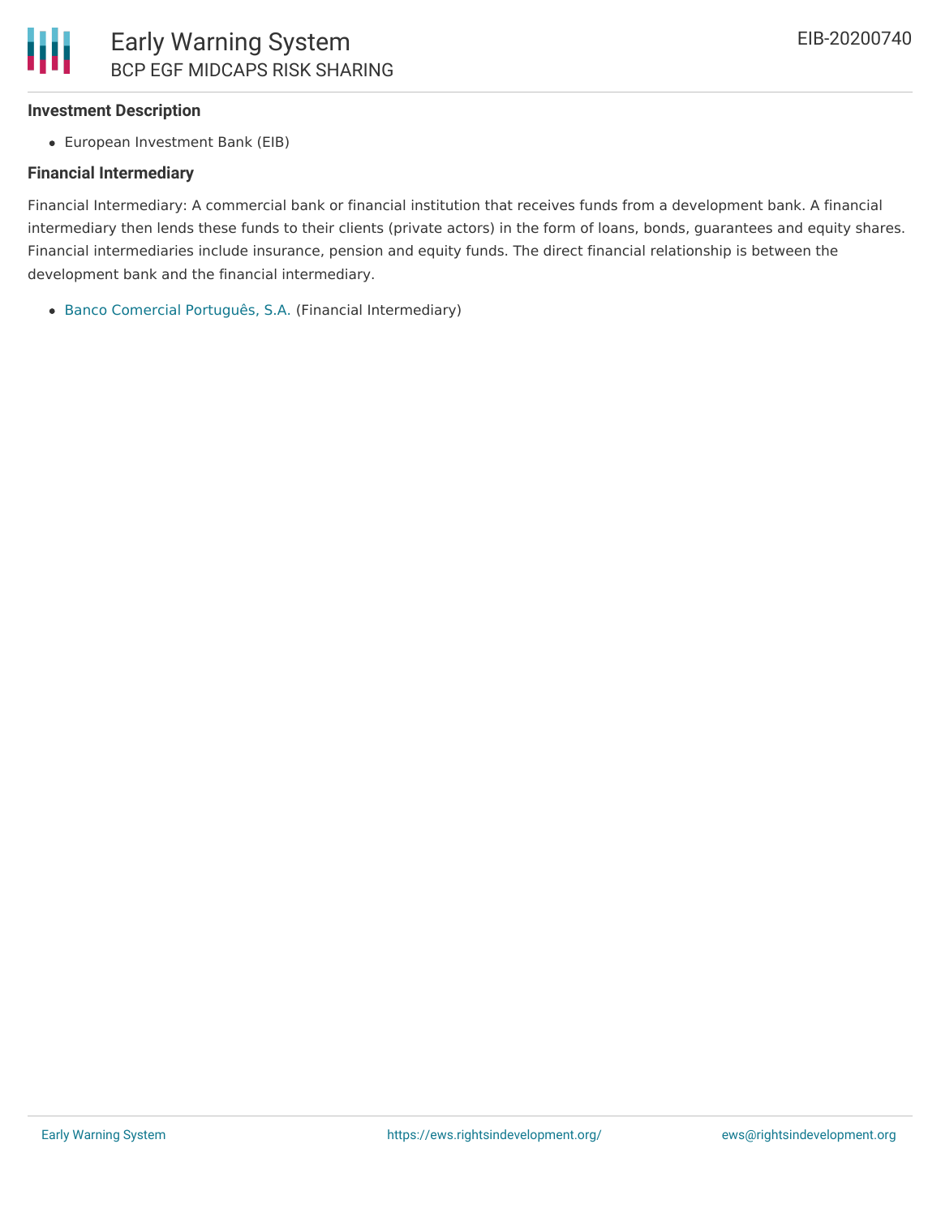### Investment Description

- European Investment Bank (EIB)

### Financial Intermediary

Financial Intermediary: A commercial bank or financial institution that receives funds from a development bank. A financial intermediary then lends these funds to their clients (private actors) in the form of loans, bonds, guarantees and equity shares. Financial intermediaries include insurance, pension and equity funds. The direct financial relationship is between the development bank and the financial intermediary.

- Banco Comercial Português, S.A. (Financial Intermediary)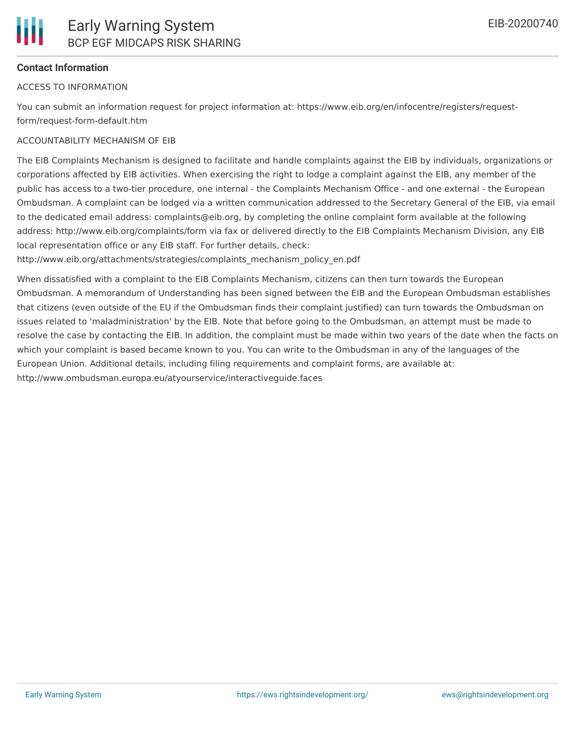**Contact Information**

ACCESS TO INFORMATION

You can submit an information request for project information at: https://www.eib.org/en/infocentre/registers/request-form/request-form-default.htm

ACCOUNTABILITY MECHANISM OF EIB

The EIB Complaints Mechanism is designed to facilitate and handle complaints against the EIB by individuals, organizations or corporations affected by EIB activities. When exercising the right to lodge a complaint against the EIB, any member of the public has access to a two-tier procedure, one internal - the Complaints Mechanism Office - and one external - the European Ombudsman. A complaint can be lodged via a written communication addressed to the Secretary General of the EIB, via email to the dedicated email address: complaints@eib.org, by completing the online complaint form available at the following address: http://www.eib.org/complaints/form via fax or delivered directly to the EIB Complaints Mechanism Division, any EIB local representation office or any EIB staff. For further details, check: http://www.eib.org/attachments/strategies/complaints_mechanism_policy_en.pdf

When dissatisfied with a complaint to the EIB Complaints Mechanism, citizens can then turn towards the European Ombudsman. A memorandum of Understanding has been signed between the EIB and the European Ombudsman establishes that citizens (even outside of the EU if the Ombudsman finds their complaint justified) can turn towards the Ombudsman on issues related to 'maladministration' by the EIB. Note that before going to the Ombudsman, an attempt must be made to resolve the case by contacting the EIB. In addition, the complaint must be made within two years of the date when the facts on which your complaint is based became known to you. You can write to the Ombudsman in any of the languages of the European Union. Additional details, including filing requirements and complaint forms, are available at: http://www.ombudsman.europa.eu/atyourservice/interactiveguide.faces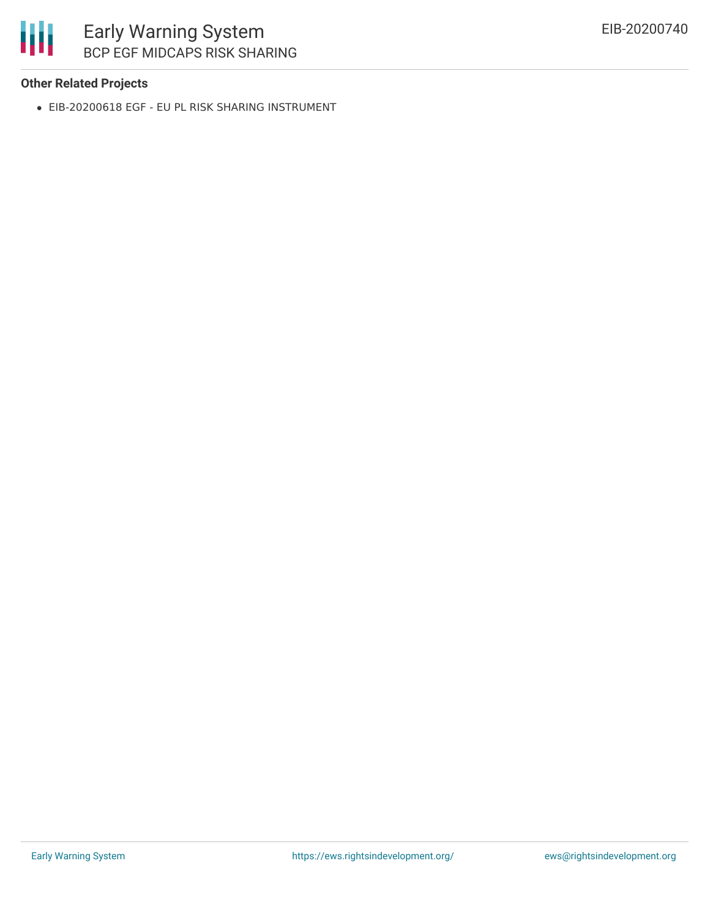### Other Related Projects

- EIB-20200618 EGF - EU PL RISK SHARING INSTRUMENT